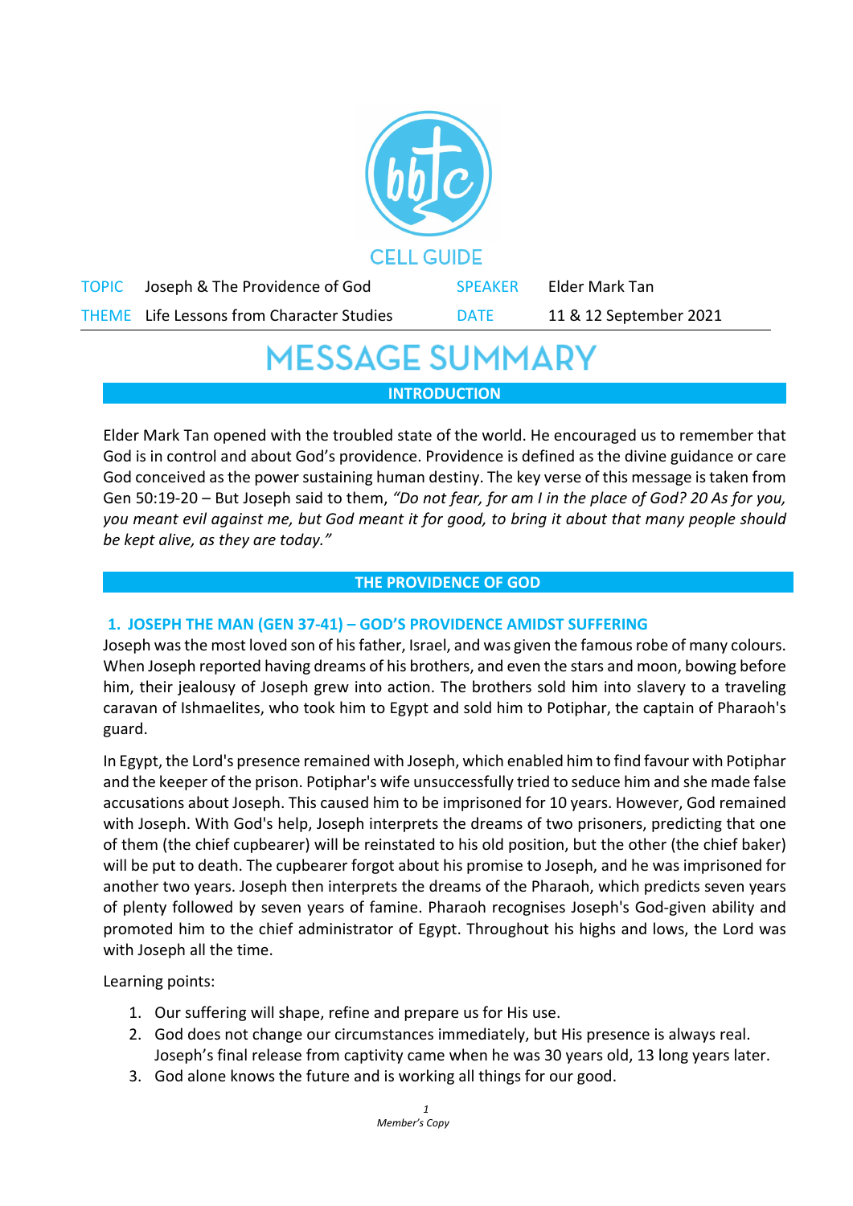CELL GUIDE

| TOPIC | Joseph & The Providence of God | SPEAKER | Elder Mark Tan |
|---|---|---|---|
| THEME | Life Lessons from Character Studies | DATE | 11 & 12 September 2021 |

# MESSAGE SUMMARY

## INTRODUCTION

Elder Mark Tan opened with the troubled state of the world. He encouraged us to remember that God is in control and about God's providence. Providence is defined as the divine guidance or care God conceived as the power sustaining human destiny. The key verse of this message is taken from Gen 50:19-20 – But Joseph said to them, *"Do not fear, for am I in the place of God? 20 As for you, you meant evil against me, but God meant it for good, to bring it about that many people should be kept alive, as they are today."*

## THE PROVIDENCE OF GOD

### 1. JOSEPH THE MAN (GEN 37-41) – GOD'S PROVIDENCE AMIDST SUFFERING

Joseph was the most loved son of his father, Israel, and was given the famous robe of many colours. When Joseph reported having dreams of his brothers, and even the stars and moon, bowing before him, their jealousy of Joseph grew into action. The brothers sold him into slavery to a traveling caravan of Ishmaelites, who took him to Egypt and sold him to Potiphar, the captain of Pharaoh's guard.

In Egypt, the Lord's presence remained with Joseph, which enabled him to find favour with Potiphar and the keeper of the prison. Potiphar's wife unsuccessfully tried to seduce him and she made false accusations about Joseph. This caused him to be imprisoned for 10 years. However, God remained with Joseph. With God's help, Joseph interprets the dreams of two prisoners, predicting that one of them (the chief cupbearer) will be reinstated to his old position, but the other (the chief baker) will be put to death. The cupbearer forgot about his promise to Joseph, and he was imprisoned for another two years. Joseph then interprets the dreams of the Pharaoh, which predicts seven years of plenty followed by seven years of famine. Pharaoh recognises Joseph's God-given ability and promoted him to the chief administrator of Egypt. Throughout his highs and lows, the Lord was with Joseph all the time.

Learning points:

1. Our suffering will shape, refine and prepare us for His use.
2. God does not change our circumstances immediately, but His presence is always real. Joseph's final release from captivity came when he was 30 years old, 13 long years later.
3. God alone knows the future and is working all things for our good.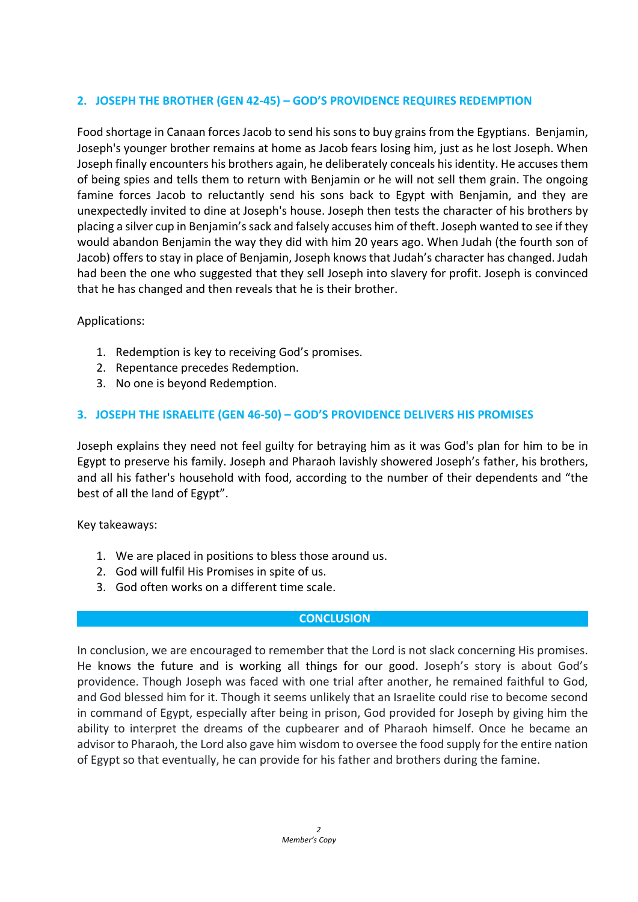## 2. JOSEPH THE BROTHER (GEN 42-45) – GOD'S PROVIDENCE REQUIRES REDEMPTION

Food shortage in Canaan forces Jacob to send his sons to buy grains from the Egyptians. Benjamin, Joseph's younger brother remains at home as Jacob fears losing him, just as he lost Joseph. When Joseph finally encounters his brothers again, he deliberately conceals his identity. He accuses them of being spies and tells them to return with Benjamin or he will not sell them grain. The ongoing famine forces Jacob to reluctantly send his sons back to Egypt with Benjamin, and they are unexpectedly invited to dine at Joseph's house. Joseph then tests the character of his brothers by placing a silver cup in Benjamin's sack and falsely accuses him of theft. Joseph wanted to see if they would abandon Benjamin the way they did with him 20 years ago. When Judah (the fourth son of Jacob) offers to stay in place of Benjamin, Joseph knows that Judah's character has changed. Judah had been the one who suggested that they sell Joseph into slavery for profit. Joseph is convinced that he has changed and then reveals that he is their brother.

Applications:

1. Redemption is key to receiving God's promises.
2. Repentance precedes Redemption.
3. No one is beyond Redemption.

## 3. JOSEPH THE ISRAELITE (GEN 46-50) – GOD'S PROVIDENCE DELIVERS HIS PROMISES

Joseph explains they need not feel guilty for betraying him as it was God's plan for him to be in Egypt to preserve his family. Joseph and Pharaoh lavishly showered Joseph's father, his brothers, and all his father's household with food, according to the number of their dependents and "the best of all the land of Egypt".

Key takeaways:

1. We are placed in positions to bless those around us.
2. God will fulfil His Promises in spite of us.
3. God often works on a different time scale.

## CONCLUSION

In conclusion, we are encouraged to remember that the Lord is not slack concerning His promises. He knows the future and is working all things for our good. Joseph's story is about God's providence. Though Joseph was faced with one trial after another, he remained faithful to God, and God blessed him for it. Though it seems unlikely that an Israelite could rise to become second in command of Egypt, especially after being in prison, God provided for Joseph by giving him the ability to interpret the dreams of the cupbearer and of Pharaoh himself. Once he became an advisor to Pharaoh, the Lord also gave him wisdom to oversee the food supply for the entire nation of Egypt so that eventually, he can provide for his father and brothers during the famine.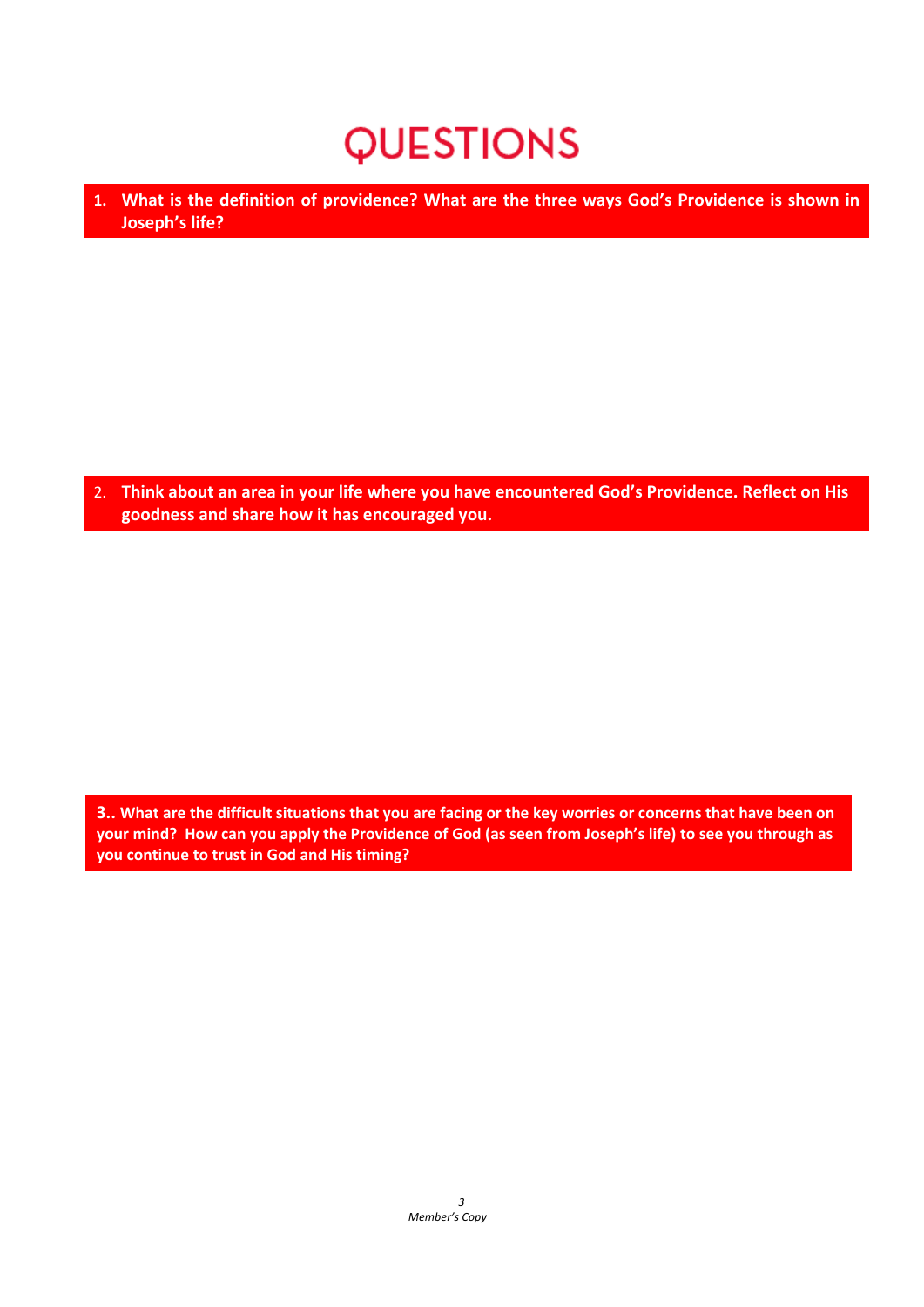# QUESTIONS

**1. What is the definition of providence? What are the three ways God's Providence is shown in Joseph's life?**

**2. Think about an area in your life where you have encountered God's Providence. Reflect on His goodness and share how it has encouraged you.**

**3.. What are the difficult situations that you are facing or the key worries or concerns that have been on your mind? How can you apply the Providence of God (as seen from Joseph's life) to see you through as you continue to trust in God and His timing?**

*Member's Copy*